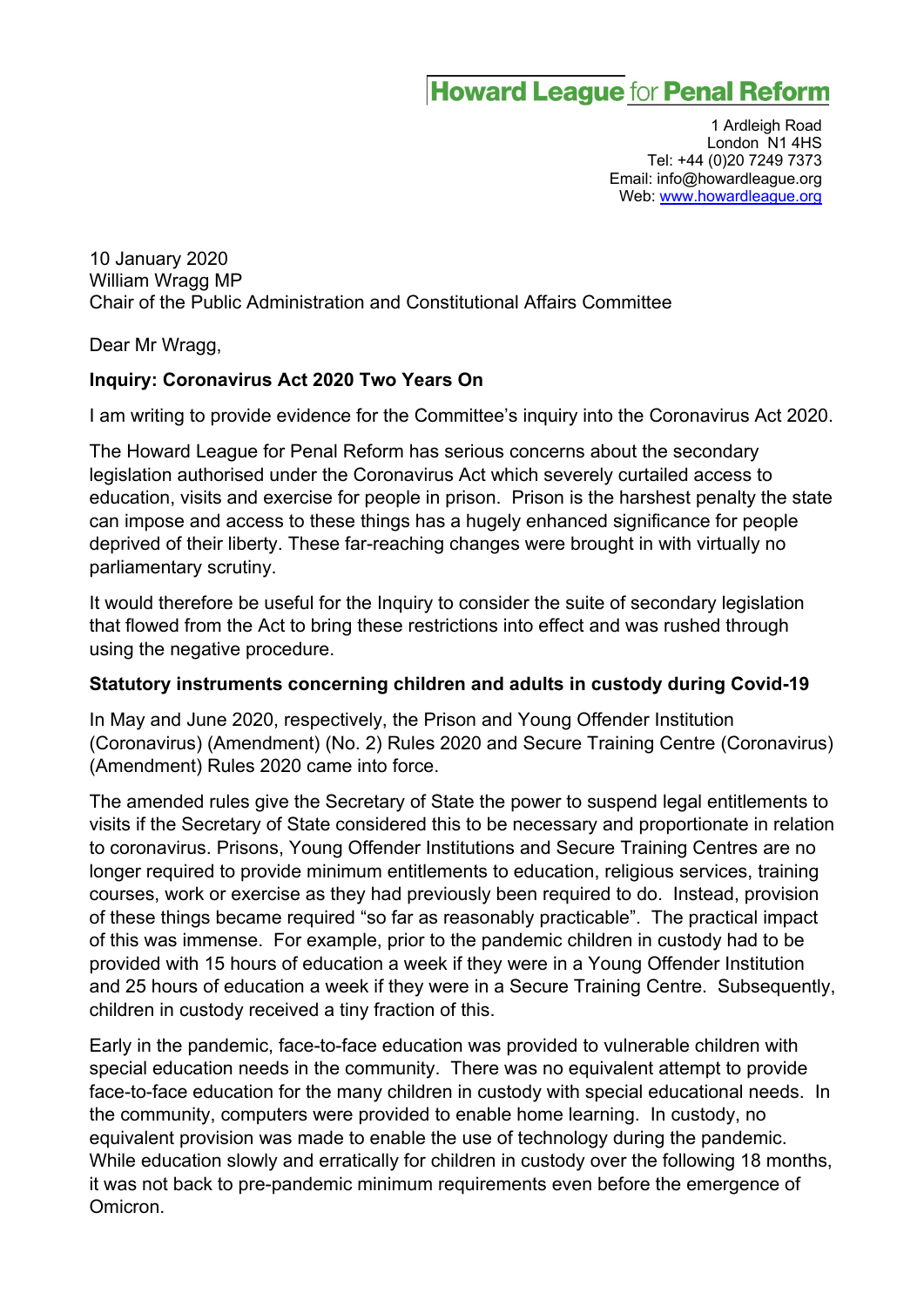# Howard League for Penal Reform

1 Ardleigh Road
London N1 4HS
Tel: +44 (0)20 7249 7373
Email: info@howardleague.org
Web: www.howardleague.org

10 January 2020
William Wragg MP
Chair of the Public Administration and Constitutional Affairs Committee

Dear Mr Wragg,

**Inquiry: Coronavirus Act 2020 Two Years On**

I am writing to provide evidence for the Committee's inquiry into the Coronavirus Act 2020.

The Howard League for Penal Reform has serious concerns about the secondary legislation authorised under the Coronavirus Act which severely curtailed access to education, visits and exercise for people in prison. Prison is the harshest penalty the state can impose and access to these things has a hugely enhanced significance for people deprived of their liberty. These far-reaching changes were brought in with virtually no parliamentary scrutiny.

It would therefore be useful for the Inquiry to consider the suite of secondary legislation that flowed from the Act to bring these restrictions into effect and was rushed through using the negative procedure.

**Statutory instruments concerning children and adults in custody during Covid-19**

In May and June 2020, respectively, the Prison and Young Offender Institution (Coronavirus) (Amendment) (No. 2) Rules 2020 and Secure Training Centre (Coronavirus) (Amendment) Rules 2020 came into force.

The amended rules give the Secretary of State the power to suspend legal entitlements to visits if the Secretary of State considered this to be necessary and proportionate in relation to coronavirus. Prisons, Young Offender Institutions and Secure Training Centres are no longer required to provide minimum entitlements to education, religious services, training courses, work or exercise as they had previously been required to do. Instead, provision of these things became required "so far as reasonably practicable". The practical impact of this was immense. For example, prior to the pandemic children in custody had to be provided with 15 hours of education a week if they were in a Young Offender Institution and 25 hours of education a week if they were in a Secure Training Centre. Subsequently, children in custody received a tiny fraction of this.

Early in the pandemic, face-to-face education was provided to vulnerable children with special education needs in the community. There was no equivalent attempt to provide face-to-face education for the many children in custody with special educational needs. In the community, computers were provided to enable home learning. In custody, no equivalent provision was made to enable the use of technology during the pandemic. While education slowly and erratically for children in custody over the following 18 months, it was not back to pre-pandemic minimum requirements even before the emergence of Omicron.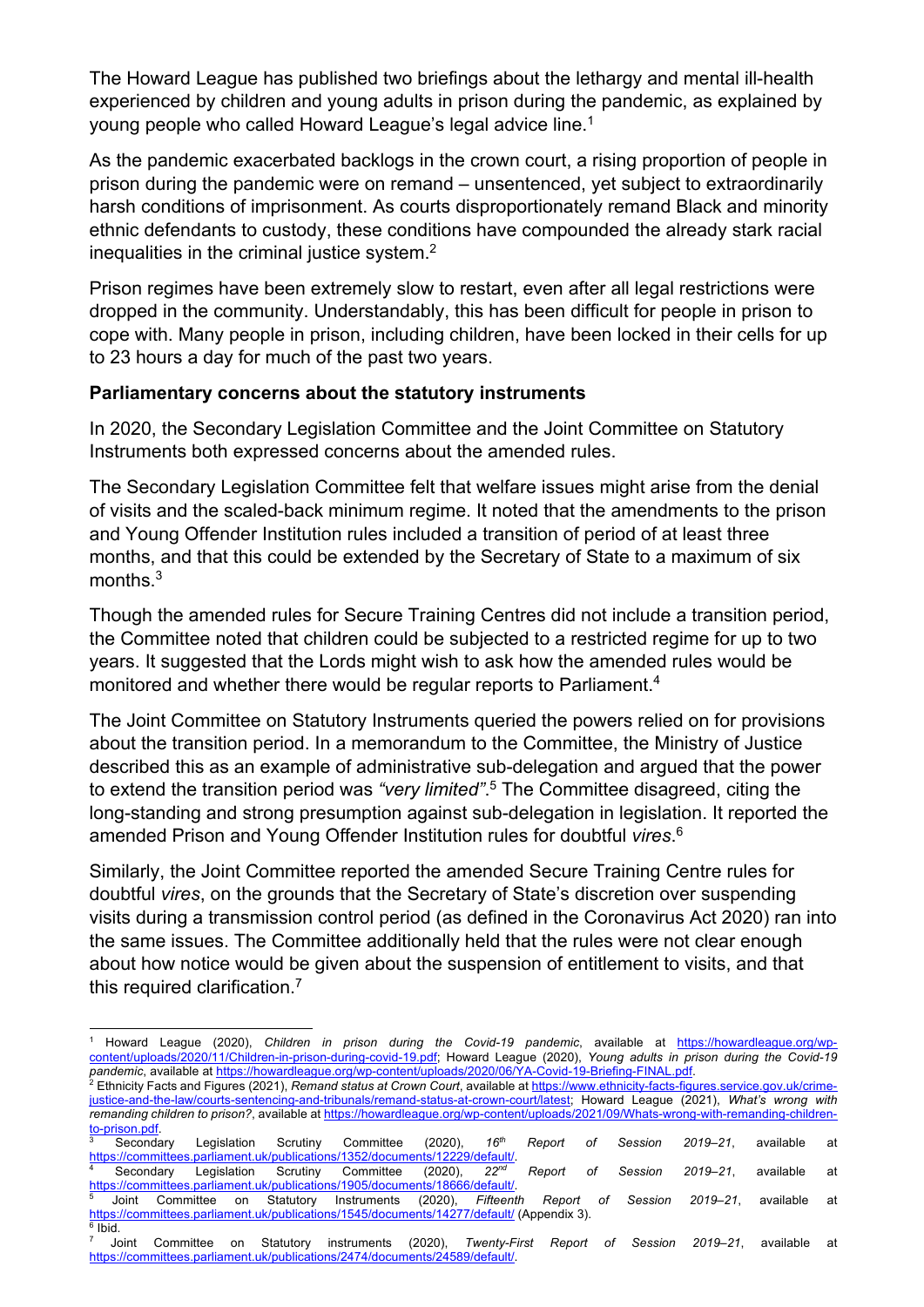The Howard League has published two briefings about the lethargy and mental ill-health experienced by children and young adults in prison during the pandemic, as explained by young people who called Howard League's legal advice line.[1]

As the pandemic exacerbated backlogs in the crown court, a rising proportion of people in prison during the pandemic were on remand – unsentenced, yet subject to extraordinarily harsh conditions of imprisonment. As courts disproportionately remand Black and minority ethnic defendants to custody, these conditions have compounded the already stark racial inequalities in the criminal justice system.[2]

Prison regimes have been extremely slow to restart, even after all legal restrictions were dropped in the community. Understandably, this has been difficult for people in prison to cope with. Many people in prison, including children, have been locked in their cells for up to 23 hours a day for much of the past two years.

**Parliamentary concerns about the statutory instruments**

In 2020, the Secondary Legislation Committee and the Joint Committee on Statutory Instruments both expressed concerns about the amended rules.

The Secondary Legislation Committee felt that welfare issues might arise from the denial of visits and the scaled-back minimum regime. It noted that the amendments to the prison and Young Offender Institution rules included a transition of period of at least three months, and that this could be extended by the Secretary of State to a maximum of six months.[3]

Though the amended rules for Secure Training Centres did not include a transition period, the Committee noted that children could be subjected to a restricted regime for up to two years. It suggested that the Lords might wish to ask how the amended rules would be monitored and whether there would be regular reports to Parliament.[4]

The Joint Committee on Statutory Instruments queried the powers relied on for provisions about the transition period. In a memorandum to the Committee, the Ministry of Justice described this as an example of administrative sub-delegation and argued that the power to extend the transition period was *"very limited"*.[5] The Committee disagreed, citing the long-standing and strong presumption against sub-delegation in legislation. It reported the amended Prison and Young Offender Institution rules for doubtful *vires*.[6]

Similarly, the Joint Committee reported the amended Secure Training Centre rules for doubtful *vires*, on the grounds that the Secretary of State's discretion over suspending visits during a transmission control period (as defined in the Coronavirus Act 2020) ran into the same issues. The Committee additionally held that the rules were not clear enough about how notice would be given about the suspension of entitlement to visits, and that this required clarification.[7]

---

[1] Howard League (2020), *Children in prison during the Covid-19 pandemic*, available at https://howardleague.org/wp-content/uploads/2020/11/Children-in-prison-during-covid-19.pdf; Howard League (2020), *Young adults in prison during the Covid-19 pandemic*, available at https://howardleague.org/wp-content/uploads/2020/06/YA-Covid-19-Briefing-FINAL.pdf.

[2] Ethnicity Facts and Figures (2021), *Remand status at Crown Court*, available at https://www.ethnicity-facts-figures.service.gov.uk/crime-justice-and-the-law/courts-sentencing-and-tribunals/remand-status-at-crown-court/latest; Howard League (2021), *What's wrong with remanding children to prison?*, available at https://howardleague.org/wp-content/uploads/2021/09/Whats-wrong-with-remanding-children-to-prison.pdf.

[3] Secondary Legislation Scrutiny Committee (2020), *16th Report of Session 2019–21*, available at https://committees.parliament.uk/publications/1352/documents/12229/default/.

[4] Secondary Legislation Scrutiny Committee (2020), *22nd Report of Session 2019–21*, available at https://committees.parliament.uk/publications/1905/documents/18666/default/.

[5] Joint Committee on Statutory Instruments (2020), *Fifteenth Report of Session 2019–21*, available at https://committees.parliament.uk/publications/1545/documents/14277/default/ (Appendix 3).

[6] Ibid.

[7] Joint Committee on Statutory instruments (2020), *Twenty-First Report of Session 2019–21*, available at https://committees.parliament.uk/publications/2474/documents/24589/default/.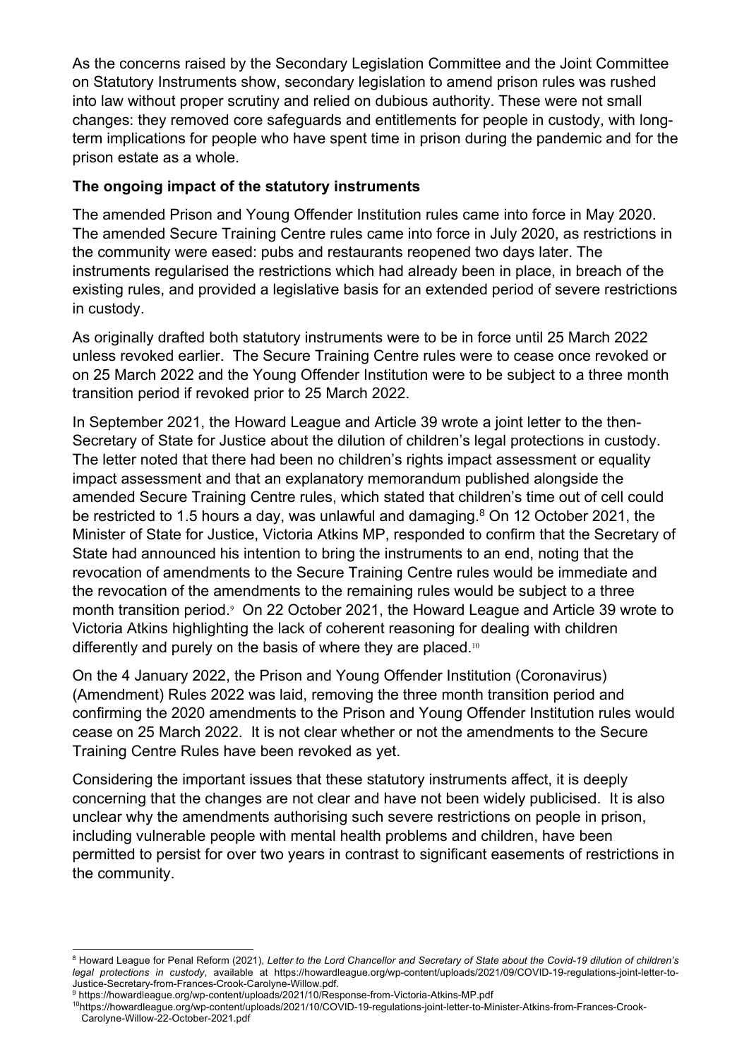As the concerns raised by the Secondary Legislation Committee and the Joint Committee on Statutory Instruments show, secondary legislation to amend prison rules was rushed into law without proper scrutiny and relied on dubious authority. These were not small changes: they removed core safeguards and entitlements for people in custody, with long-term implications for people who have spent time in prison during the pandemic and for the prison estate as a whole.

**The ongoing impact of the statutory instruments**

The amended Prison and Young Offender Institution rules came into force in May 2020. The amended Secure Training Centre rules came into force in July 2020, as restrictions in the community were eased: pubs and restaurants reopened two days later. The instruments regularised the restrictions which had already been in place, in breach of the existing rules, and provided a legislative basis for an extended period of severe restrictions in custody.

As originally drafted both statutory instruments were to be in force until 25 March 2022 unless revoked earlier. The Secure Training Centre rules were to cease once revoked or on 25 March 2022 and the Young Offender Institution were to be subject to a three month transition period if revoked prior to 25 March 2022.

In September 2021, the Howard League and Article 39 wrote a joint letter to the then-Secretary of State for Justice about the dilution of children's legal protections in custody. The letter noted that there had been no children's rights impact assessment or equality impact assessment and that an explanatory memorandum published alongside the amended Secure Training Centre rules, which stated that children's time out of cell could be restricted to 1.5 hours a day, was unlawful and damaging.[8] On 12 October 2021, the Minister of State for Justice, Victoria Atkins MP, responded to confirm that the Secretary of State had announced his intention to bring the instruments to an end, noting that the revocation of amendments to the Secure Training Centre rules would be immediate and the revocation of the amendments to the remaining rules would be subject to a three month transition period.[9] On 22 October 2021, the Howard League and Article 39 wrote to Victoria Atkins highlighting the lack of coherent reasoning for dealing with children differently and purely on the basis of where they are placed.[10]

On the 4 January 2022, the Prison and Young Offender Institution (Coronavirus) (Amendment) Rules 2022 was laid, removing the three month transition period and confirming the 2020 amendments to the Prison and Young Offender Institution rules would cease on 25 March 2022. It is not clear whether or not the amendments to the Secure Training Centre Rules have been revoked as yet.

Considering the important issues that these statutory instruments affect, it is deeply concerning that the changes are not clear and have not been widely publicised. It is also unclear why the amendments authorising such severe restrictions on people in prison, including vulnerable people with mental health problems and children, have been permitted to persist for over two years in contrast to significant easements of restrictions in the community.

---

[8] Howard League for Penal Reform (2021), *Letter to the Lord Chancellor and Secretary of State about the Covid-19 dilution of children's legal protections in custody*, available at https://howardleague.org/wp-content/uploads/2021/09/COVID-19-regulations-joint-letter-to-Justice-Secretary-from-Frances-Crook-Carolyne-Willow.pdf.

[9] https://howardleague.org/wp-content/uploads/2021/10/Response-from-Victoria-Atkins-MP.pdf

[10] https://howardleague.org/wp-content/uploads/2021/10/COVID-19-regulations-joint-letter-to-Minister-Atkins-from-Frances-Crook-Carolyne-Willow-22-October-2021.pdf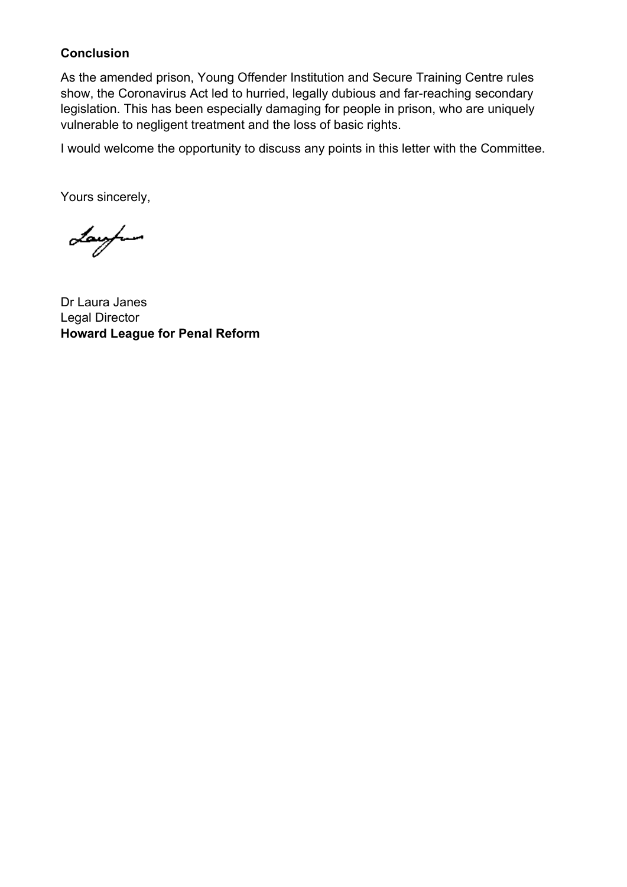**Conclusion**

As the amended prison, Young Offender Institution and Secure Training Centre rules show, the Coronavirus Act led to hurried, legally dubious and far-reaching secondary legislation. This has been especially damaging for people in prison, who are uniquely vulnerable to negligent treatment and the loss of basic rights.

I would welcome the opportunity to discuss any points in this letter with the Committee.

Yours sincerely,

Dr Laura Janes
Legal Director
**Howard League for Penal Reform**